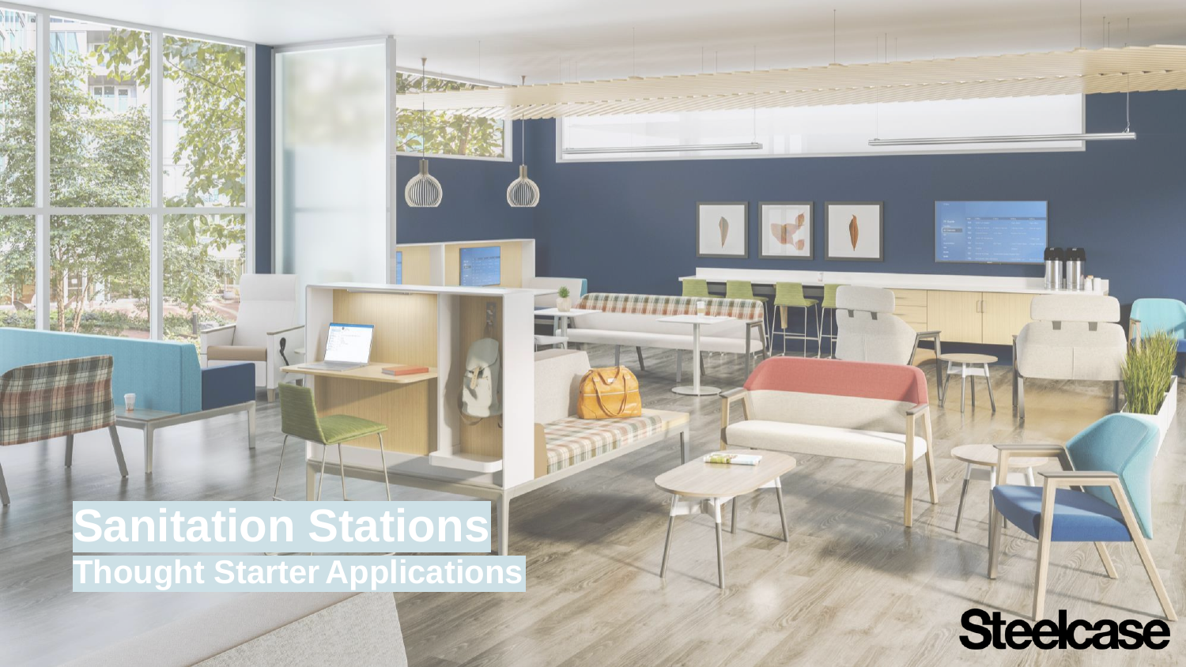# Sanitation Stations

## Thought Starter Applications

Steelcase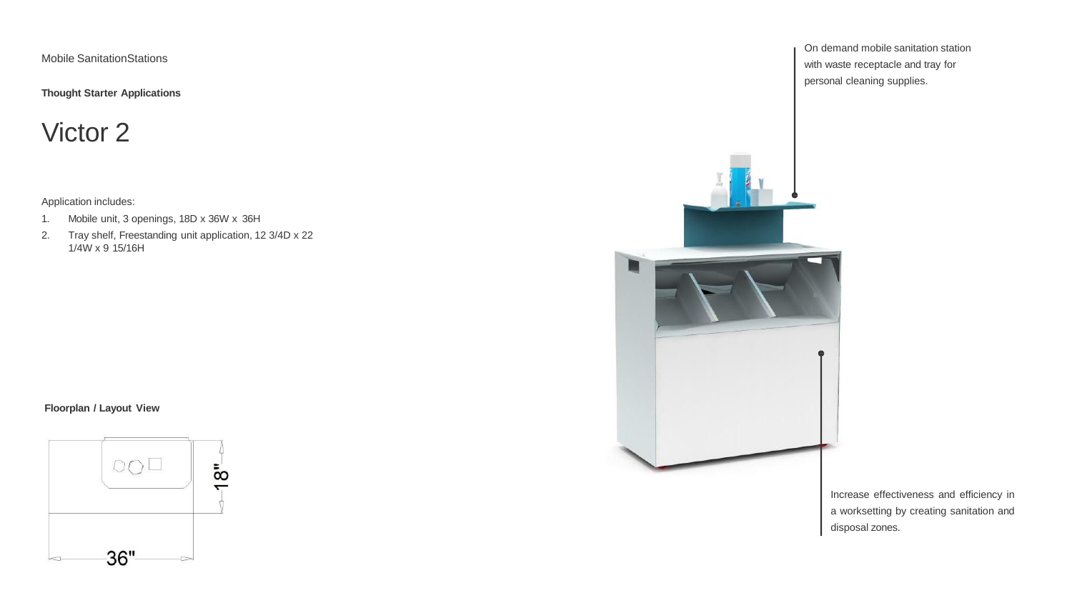Mobile SanitationStations

**Thought Starter Applications**

# Victor 2

Application includes:

1. Mobile unit, 3 openings, 18D x 36W x 36H
2. Tray shelf, Freestanding unit application, 12 3/4D x 22 1/4W x 9 15/16H

**Floorplan / Layout View**

18"

36"

On demand mobile sanitation station with waste receptacle and tray for personal cleaning supplies.

Increase effectiveness and efficiency in a worksetting by creating sanitation and disposal zones.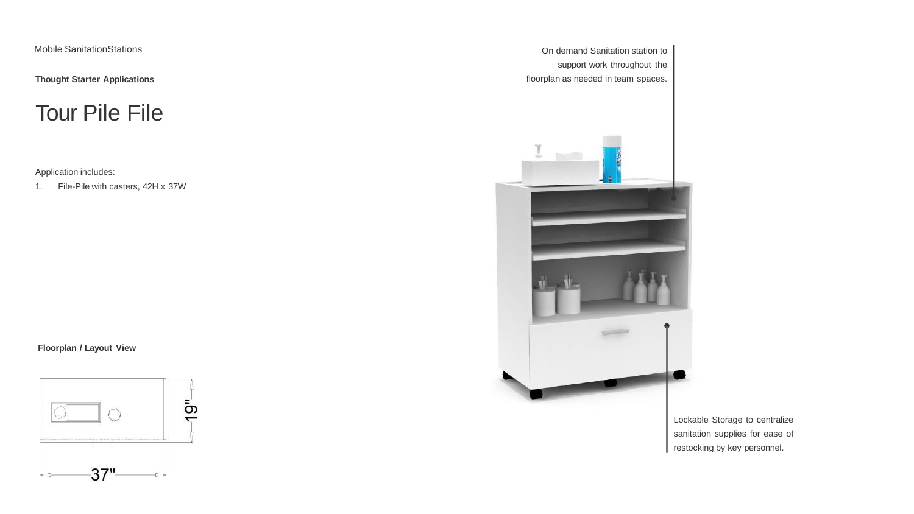Mobile SanitationStations

**Thought Starter Applications**

# Tour Pile File

Application includes:

1. File-Pile with casters, 42H x 37W

**Floorplan / Layout View**

19"

37"

On demand Sanitation station to support work throughout the floorplan as needed in team spaces.

Lockable Storage to centralize sanitation supplies for ease of restocking by key personnel.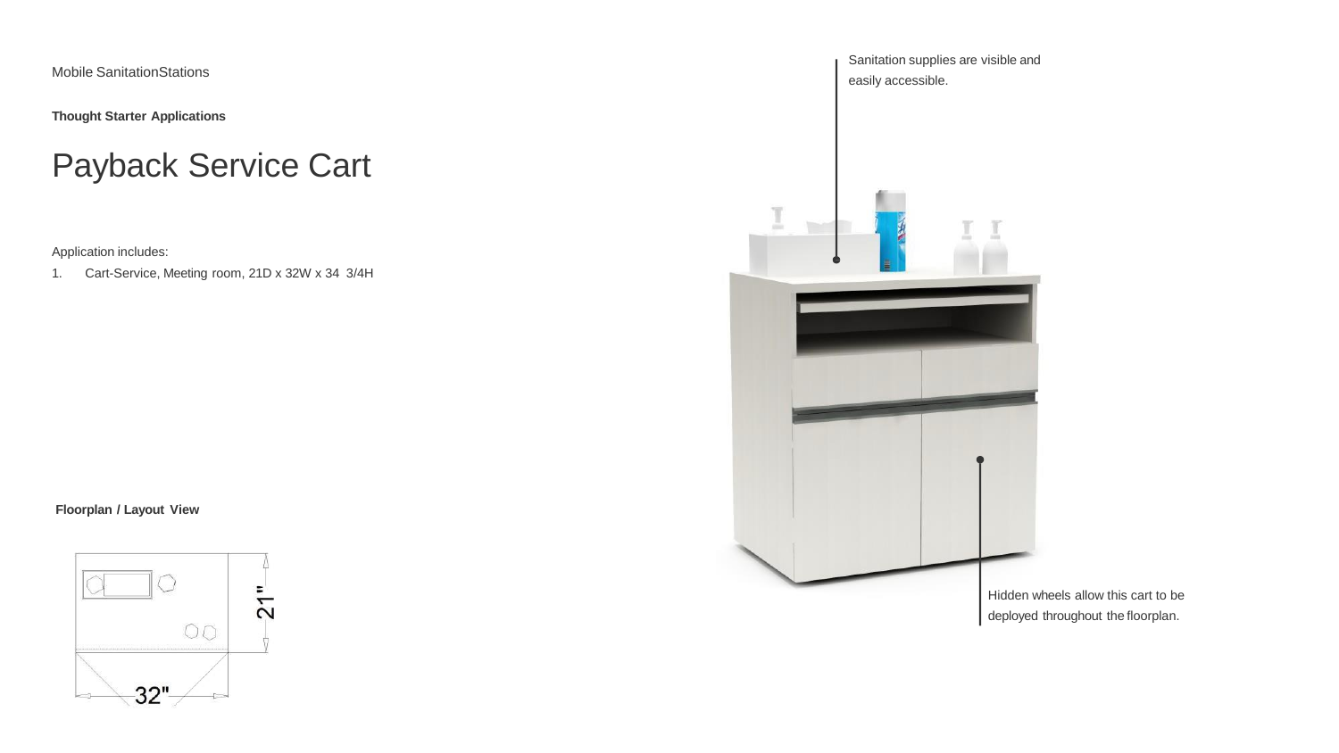Mobile SanitationStations

**Thought Starter Applications**

# Payback Service Cart

Application includes:

1. Cart-Service, Meeting room, 21D x 32W x 34 3/4H

**Floorplan / Layout View**

21"

32"

Sanitation supplies are visible and easily accessible.

Hidden wheels allow this cart to be deployed throughout the floorplan.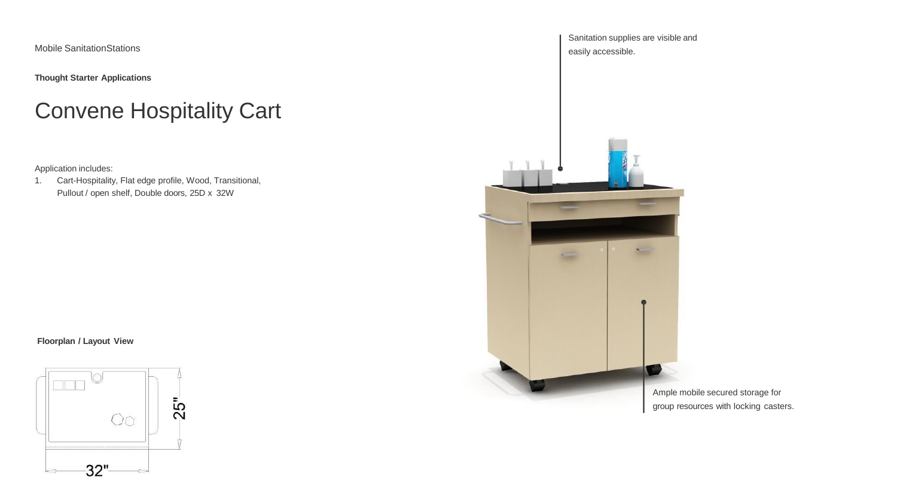Mobile SanitationStations

**Thought Starter Applications**

# Convene Hospitality Cart

Application includes:

1. Cart-Hospitality, Flat edge profile, Wood, Transitional, Pullout / open shelf, Double doors, 25D x 32W

Sanitation supplies are visible and easily accessible.

Ample mobile secured storage for group resources with locking casters.

**Floorplan / Layout View**

25"

32"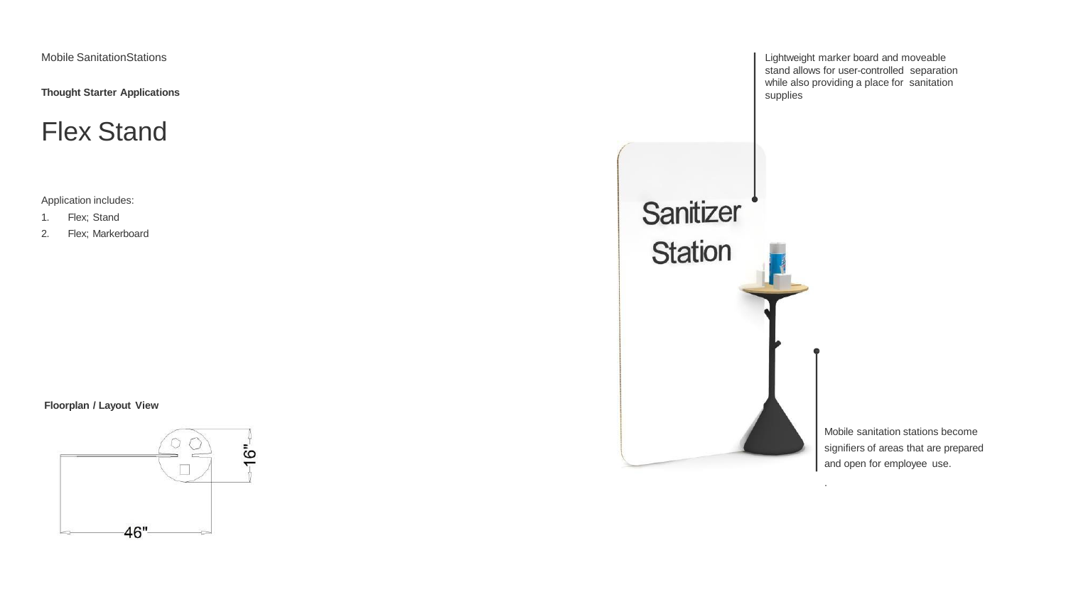Mobile SanitationStations

**Thought Starter Applications**

# Flex Stand

Application includes:

1. Flex; Stand
2. Flex; Markerboard

**Floorplan / Layout View**

16"

46"

Lightweight marker board and moveable stand allows for user-controlled separation while also providing a place for sanitation supplies

Sanitizer Station

Mobile sanitation stations become signifiers of areas that are prepared and open for employee use.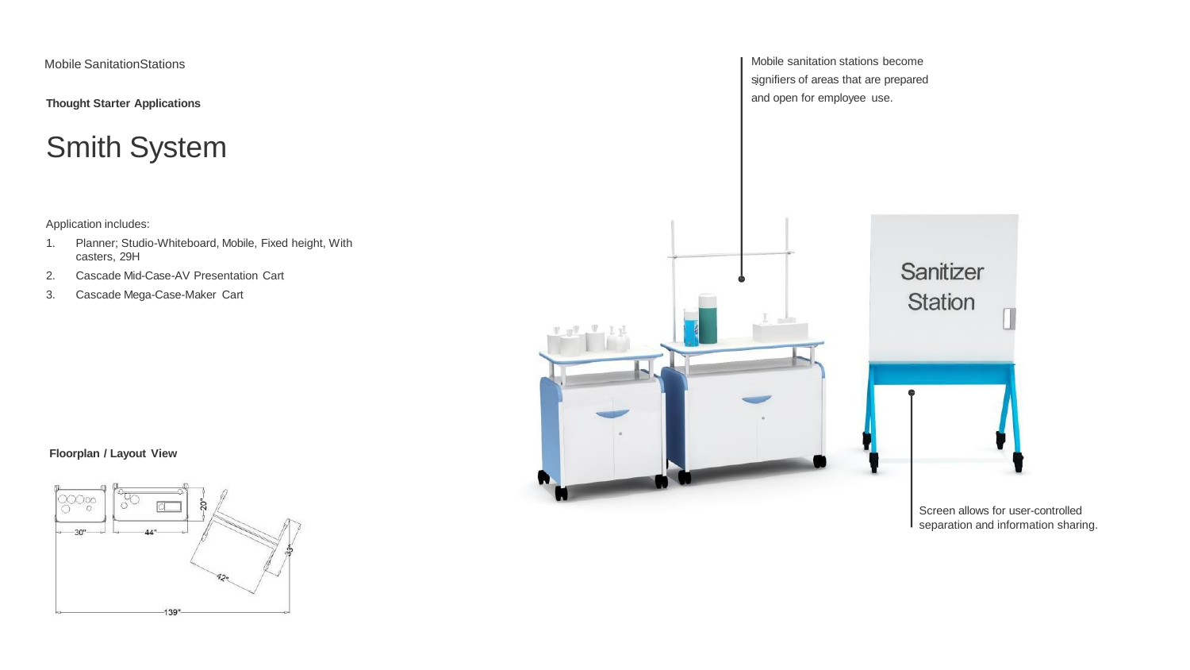Mobile SanitationStations

**Thought Starter Applications**

# Smith System

Application includes:

1. Planner; Studio-Whiteboard, Mobile, Fixed height, With casters, 29H
2. Cascade Mid-Case-AV Presentation Cart
3. Cascade Mega-Case-Maker Cart

**Floorplan / Layout View**

30" 44" 20" 33" 42" 139"

Mobile sanitation stations become signifiers of areas that are prepared and open for employee use.

Sanitizer Station

Screen allows for user-controlled separation and information sharing.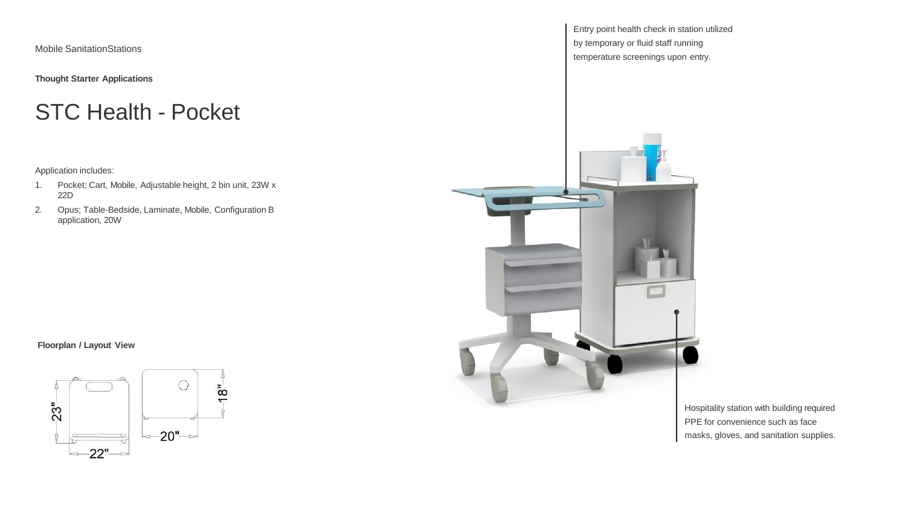Mobile SanitationStations

**Thought Starter Applications**

# STC Health - Pocket

Application includes:

1. Pocket; Cart, Mobile, Adjustable height, 2 bin unit, 23W x 22D
2. Opus; Table-Bedside, Laminate, Mobile, Configuration B application, 20W

**Floorplan / Layout View**

23"

22"

18"

20"

Entry point health check in station utilized by temporary or fluid staff running temperature screenings upon entry.

Hospitality station with building required PPE for convenience such as face masks, gloves, and sanitation supplies.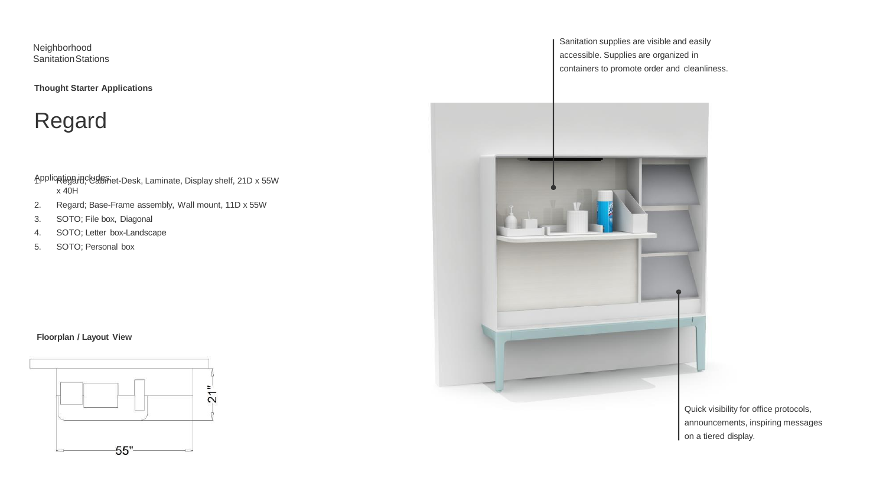Neighborhood Sanitation Stations

**Thought Starter Applications**

# Regard

Application includes:

1. Regard; Cabinet-Desk, Laminate, Display shelf, 21D x 55W x 40H
2. Regard; Base-Frame assembly, Wall mount, 11D x 55W
3. SOTO; File box, Diagonal
4. SOTO; Letter box-Landscape
5. SOTO; Personal box

**Floorplan / Layout View**

21"

55"

Sanitation supplies are visible and easily accessible. Supplies are organized in containers to promote order and cleanliness.

Quick visibility for office protocols, announcements, inspiring messages on a tiered display.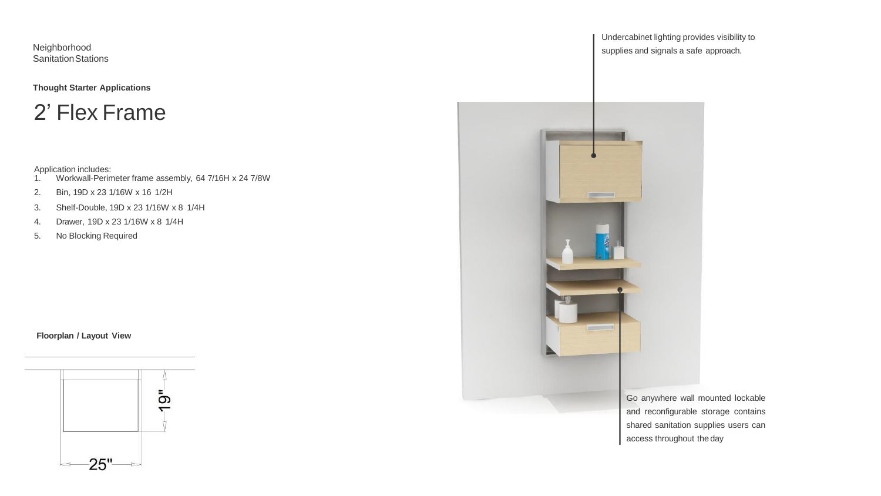Neighborhood Sanitation Stations

**Thought Starter Applications**

# 2’ Flex Frame

Application includes:

1. Workwall-Perimeter frame assembly, 64 7/16H x 24 7/8W
2. Bin, 19D x 23 1/16W x 16 1/2H
3. Shelf-Double, 19D x 23 1/16W x 8 1/4H
4. Drawer, 19D x 23 1/16W x 8 1/4H
5. No Blocking Required

**Floorplan / Layout View**

19"

25"

Undercabinet lighting provides visibility to supplies and signals a safe approach.

Go anywhere wall mounted lockable and reconfigurable storage contains shared sanitation supplies users can access throughout the day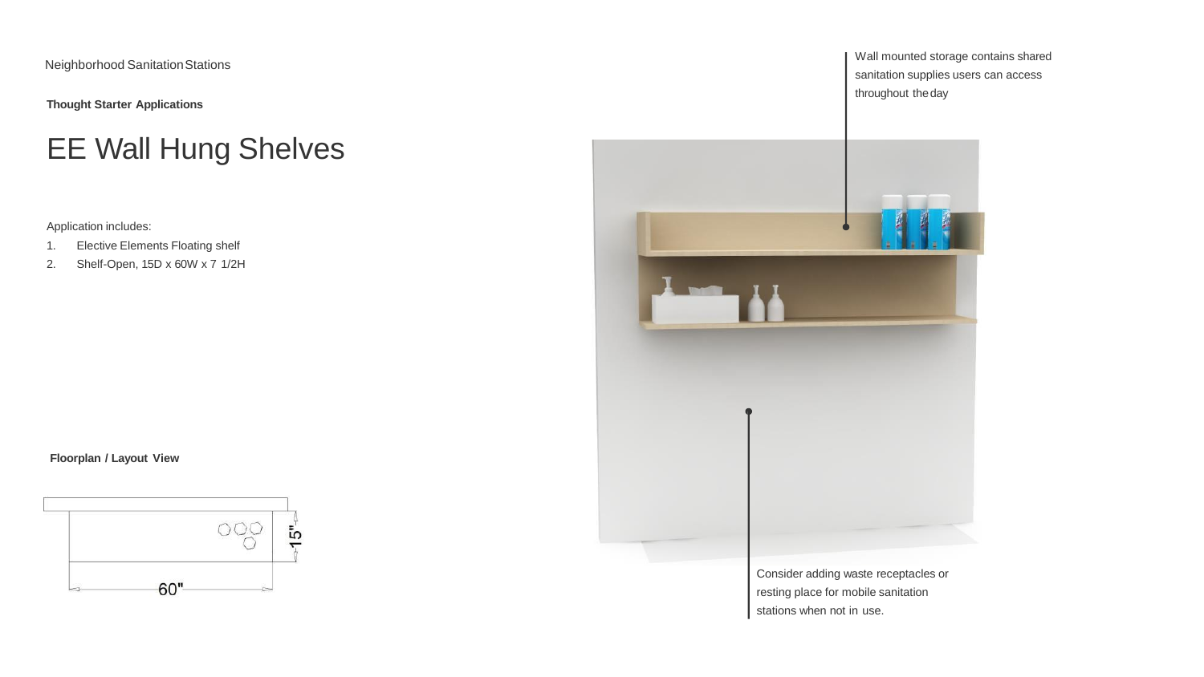Neighborhood Sanitation Stations

**Thought Starter Applications**

# EE Wall Hung Shelves

Application includes:

1. Elective Elements Floating shelf
2. Shelf-Open, 15D x 60W x 7 1/2H

**Floorplan / Layout View**

15"

60"

Wall mounted storage contains shared sanitation supplies users can access throughout the day

Consider adding waste receptacles or resting place for mobile sanitation stations when not in use.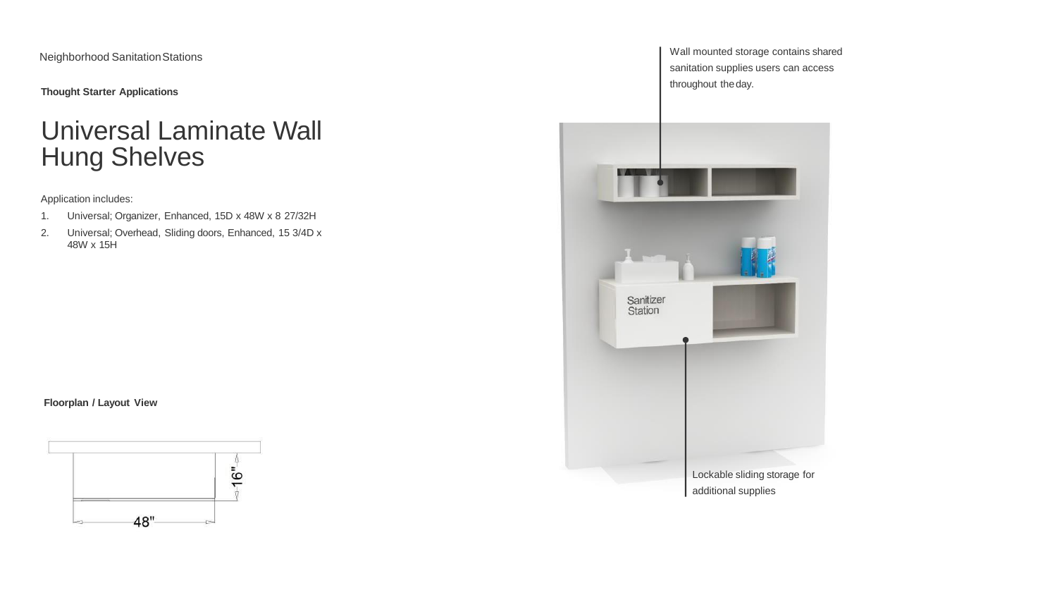Neighborhood Sanitation Stations

**Thought Starter Applications**

# Universal Laminate Wall Hung Shelves

Application includes:

1. Universal; Organizer, Enhanced, 15D x 48W x 8 27/32H
2. Universal; Overhead, Sliding doors, Enhanced, 15 3/4D x 48W x 15H

**Floorplan / Layout View**

16"

48"

Wall mounted storage contains shared sanitation supplies users can access throughout the day.

Sanitizer Station

Lockable sliding storage for additional supplies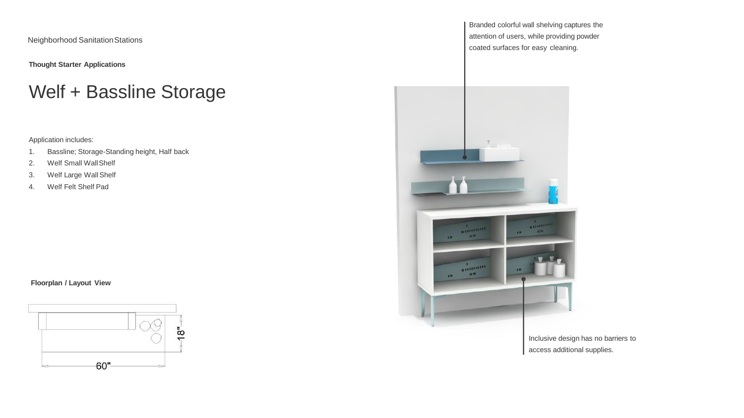Neighborhood Sanitation Stations

**Thought Starter Applications**

# Welf + Bassline Storage

Application includes:

1. Bassline; Storage-Standing height, Half back
2. Welf Small Wall Shelf
3. Welf Large Wall Shelf
4. Welf Felt Shelf Pad

**Floorplan / Layout View**

18"

60"

Branded colorful wall shelving captures the attention of users, while providing powder coated surfaces for easy cleaning.

Inclusive design has no barriers to access additional supplies.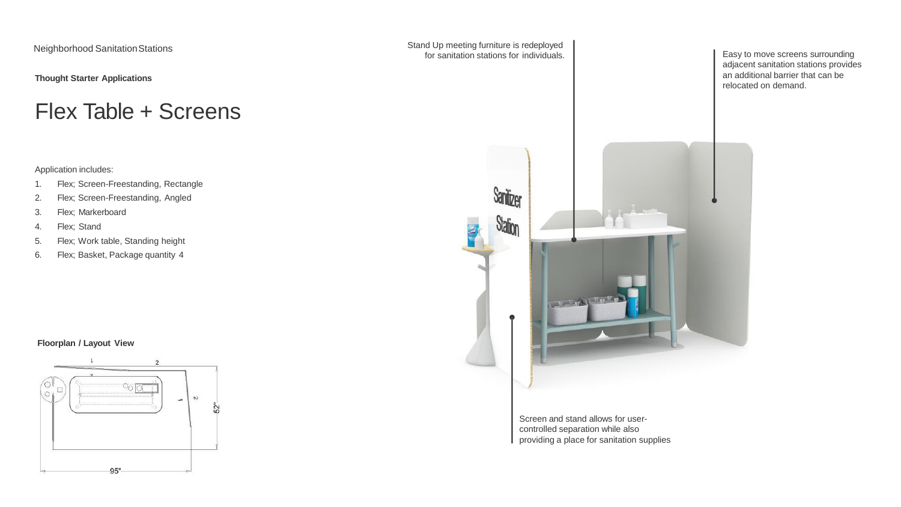Neighborhood Sanitation Stations

**Thought Starter Applications**

# Flex Table + Screens

Application includes:

1. Flex; Screen-Freestanding, Rectangle
2. Flex; Screen-Freestanding, Angled
3. Flex; Markerboard
4. Flex; Stand
5. Flex; Work table, Standing height
6. Flex; Basket, Package quantity 4

**Floorplan / Layout View**

Stand Up meeting furniture is redeployed for sanitation stations for individuals.

Easy to move screens surrounding adjacent sanitation stations provides an additional barrier that can be relocated on demand.

Screen and stand allows for user-controlled separation while also providing a place for sanitation supplies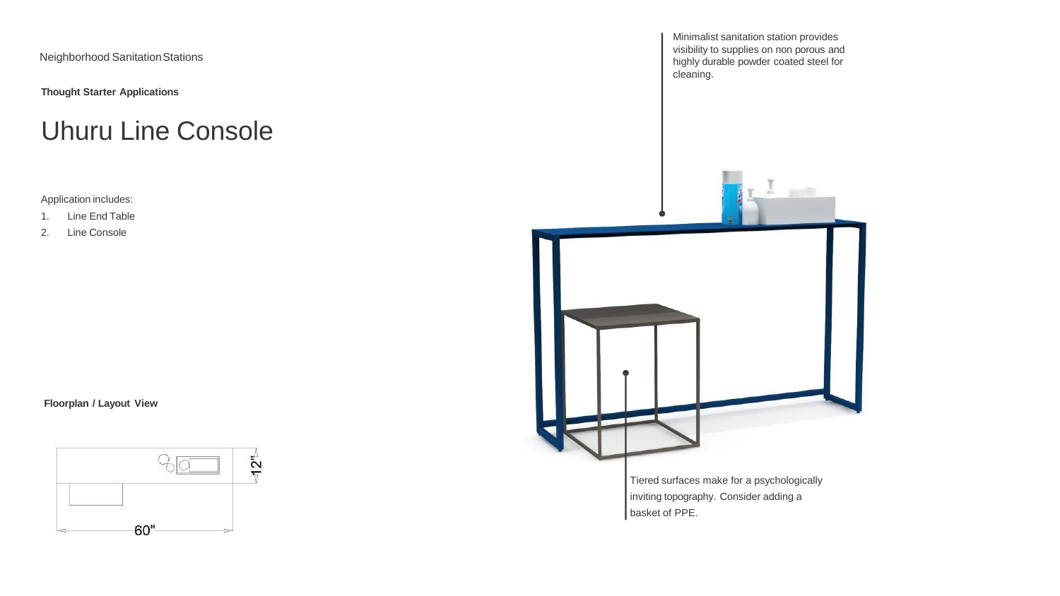Neighborhood Sanitation Stations

**Thought Starter Applications**

# Uhuru Line Console

Application includes:

1. Line End Table
2. Line Console

**Floorplan / Layout View**

12"

60"

Minimalist sanitation station provides visibility to supplies on non porous and highly durable powder coated steel for cleaning.

Tiered surfaces make for a psychologically inviting topography. Consider adding a basket of PPE.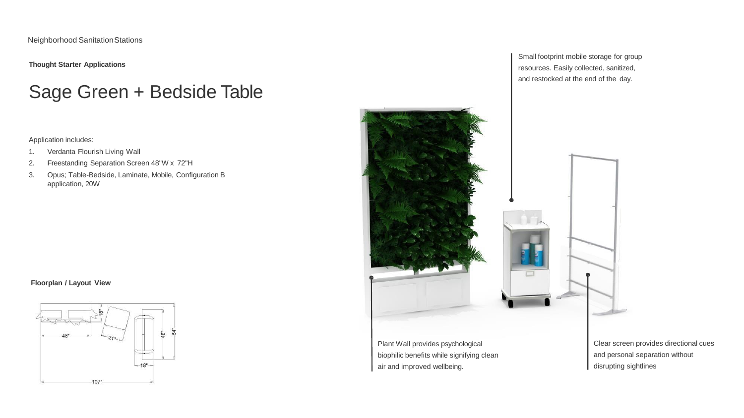Neighborhood Sanitation Stations

**Thought Starter Applications**

# Sage Green + Bedside Table

Application includes:

1. Verdanta Flourish Living Wall
2. Freestanding Separation Screen 48"W x 72"H
3. Opus; Table-Bedside, Laminate, Mobile, Configuration B application, 20W

**Floorplan / Layout View**

Small footprint mobile storage for group resources. Easily collected, sanitized, and restocked at the end of the day.

Plant Wall provides psychological biophilic benefits while signifying clean air and improved wellbeing.

Clear screen provides directional cues and personal separation without disrupting sightlines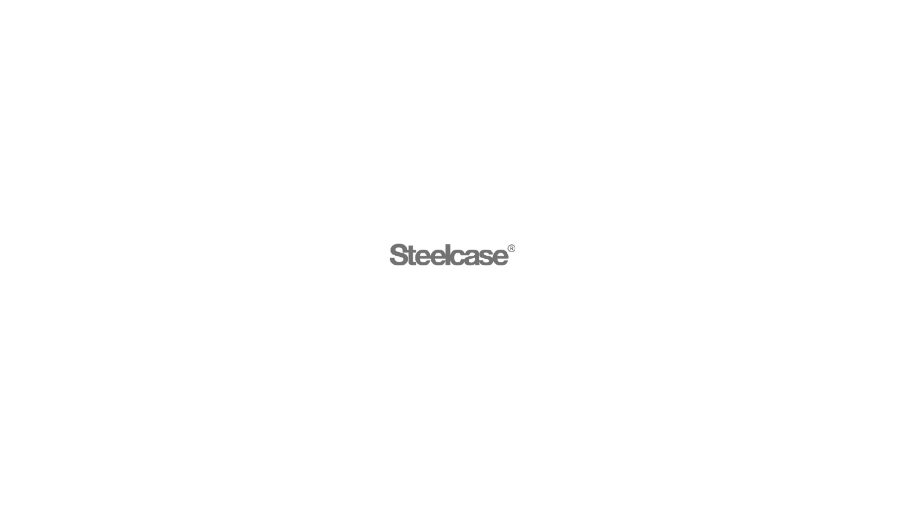Steelcase®